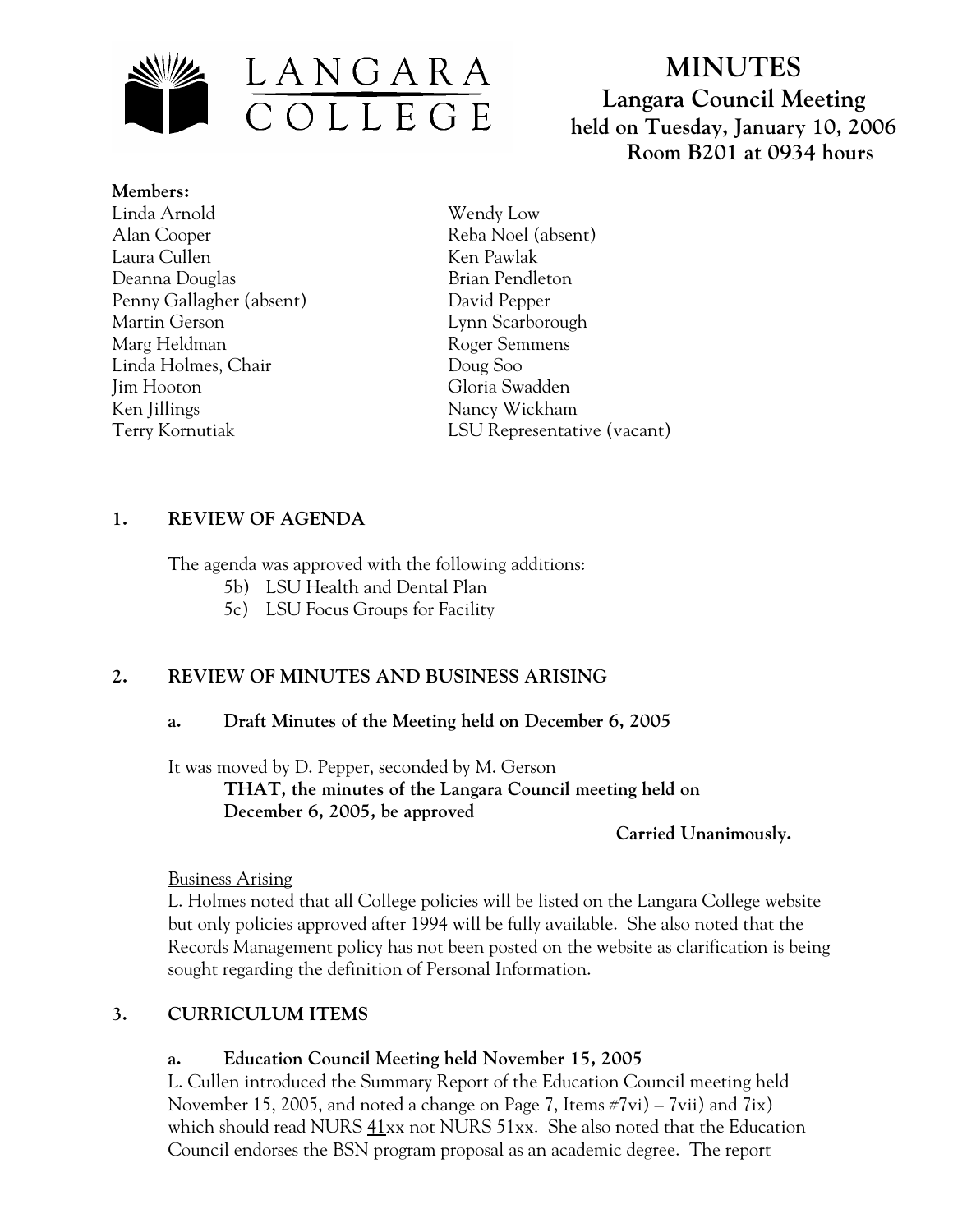# MINUTES

## Langara Council Meeting
**held on Tuesday, January 10, 2006**
**Room B201 at 0934 hours**

**Members:**

Linda Arnold
Alan Cooper
Laura Cullen
Deanna Douglas
Penny Gallagher (absent)
Martin Gerson
Marg Heldman
Linda Holmes, Chair
Jim Hooton
Ken Jillings
Terry Kornutiak
Wendy Low
Reba Noel (absent)
Ken Pawlak
Brian Pendleton
David Pepper
Lynn Scarborough
Roger Semmens
Doug Soo
Gloria Swadden
Nancy Wickham
LSU Representative (vacant)

### 1. REVIEW OF AGENDA

The agenda was approved with the following additions:

5b) LSU Health and Dental Plan
5c) LSU Focus Groups for Facility

### 2. REVIEW OF MINUTES AND BUSINESS ARISING

#### a. Draft Minutes of the Meeting held on December 6, 2005

It was moved by D. Pepper, seconded by M. Gerson

**THAT, the minutes of the Langara Council meeting held on December 6, 2005, be approved**

**Carried Unanimously.**

Business Arising

L. Holmes noted that all College policies will be listed on the Langara College website but only policies approved after 1994 will be fully available. She also noted that the Records Management policy has not been posted on the website as clarification is being sought regarding the definition of Personal Information.

### 3. CURRICULUM ITEMS

#### a. Education Council Meeting held November 15, 2005

L. Cullen introduced the Summary Report of the Education Council meeting held November 15, 2005, and noted a change on Page 7, Items #7vi) – 7vii) and 7ix) which should read NURS 41xx not NURS 51xx. She also noted that the Education Council endorses the BSN program proposal as an academic degree. The report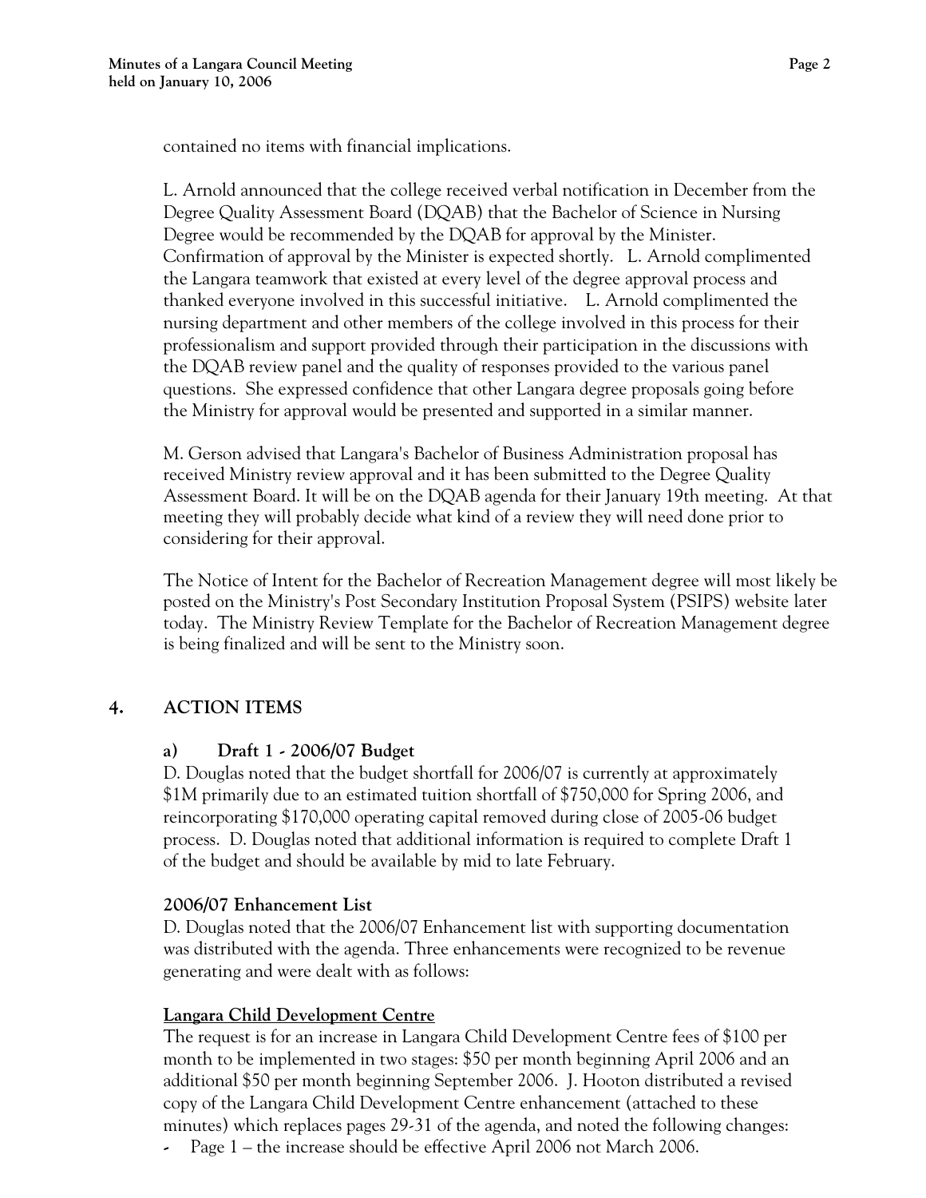contained no items with financial implications.

L. Arnold announced that the college received verbal notification in December from the Degree Quality Assessment Board (DQAB) that the Bachelor of Science in Nursing Degree would be recommended by the DQAB for approval by the Minister. Confirmation of approval by the Minister is expected shortly. L. Arnold complimented the Langara teamwork that existed at every level of the degree approval process and thanked everyone involved in this successful initiative. L. Arnold complimented the nursing department and other members of the college involved in this process for their professionalism and support provided through their participation in the discussions with the DQAB review panel and the quality of responses provided to the various panel questions. She expressed confidence that other Langara degree proposals going before the Ministry for approval would be presented and supported in a similar manner.

M. Gerson advised that Langara's Bachelor of Business Administration proposal has received Ministry review approval and it has been submitted to the Degree Quality Assessment Board. It will be on the DQAB agenda for their January 19th meeting. At that meeting they will probably decide what kind of a review they will need done prior to considering for their approval.

The Notice of Intent for the Bachelor of Recreation Management degree will most likely be posted on the Ministry's Post Secondary Institution Proposal System (PSIPS) website later today. The Ministry Review Template for the Bachelor of Recreation Management degree is being finalized and will be sent to the Ministry soon.

## 4. ACTION ITEMS

### a) Draft 1 - 2006/07 Budget

D. Douglas noted that the budget shortfall for 2006/07 is currently at approximately $1M primarily due to an estimated tuition shortfall of $750,000 for Spring 2006, and reincorporating $170,000 operating capital removed during close of 2005-06 budget process. D. Douglas noted that additional information is required to complete Draft 1 of the budget and should be available by mid to late February.

**2006/07 Enhancement List**

D. Douglas noted that the 2006/07 Enhancement list with supporting documentation was distributed with the agenda. Three enhancements were recognized to be revenue generating and were dealt with as follows:

**Langara Child Development Centre**

The request is for an increase in Langara Child Development Centre fees of $100 per month to be implemented in two stages: $50 per month beginning April 2006 and an additional $50 per month beginning September 2006. J. Hooton distributed a revised copy of the Langara Child Development Centre enhancement (attached to these minutes) which replaces pages 29-31 of the agenda, and noted the following changes:

- Page 1 – the increase should be effective April 2006 not March 2006.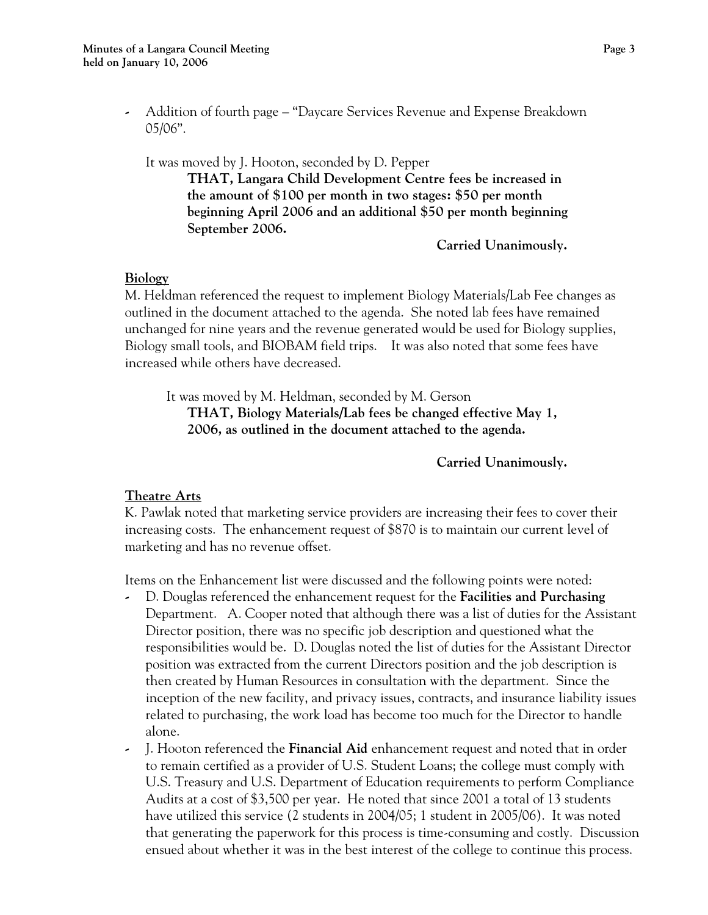- Addition of fourth page – "Daycare Services Revenue and Expense Breakdown 05/06".

It was moved by J. Hooton, seconded by D. Pepper

**THAT, Langara Child Development Centre fees be increased in the amount of $100 per month in two stages: $50 per month beginning April 2006 and an additional $50 per month beginning September 2006.**

**Carried Unanimously.**

**Biology**

M. Heldman referenced the request to implement Biology Materials/Lab Fee changes as outlined in the document attached to the agenda. She noted lab fees have remained unchanged for nine years and the revenue generated would be used for Biology supplies, Biology small tools, and BIOBAM field trips. It was also noted that some fees have increased while others have decreased.

It was moved by M. Heldman, seconded by M. Gerson

**THAT, Biology Materials/Lab fees be changed effective May 1, 2006, as outlined in the document attached to the agenda.**

**Carried Unanimously.**

**Theatre Arts**

K. Pawlak noted that marketing service providers are increasing their fees to cover their increasing costs. The enhancement request of $870 is to maintain our current level of marketing and has no revenue offset.

Items on the Enhancement list were discussed and the following points were noted:

- D. Douglas referenced the enhancement request for the **Facilities and Purchasing** Department. A. Cooper noted that although there was a list of duties for the Assistant Director position, there was no specific job description and questioned what the responsibilities would be. D. Douglas noted the list of duties for the Assistant Director position was extracted from the current Directors position and the job description is then created by Human Resources in consultation with the department. Since the inception of the new facility, and privacy issues, contracts, and insurance liability issues related to purchasing, the work load has become too much for the Director to handle alone.
- J. Hooton referenced the **Financial Aid** enhancement request and noted that in order to remain certified as a provider of U.S. Student Loans; the college must comply with U.S. Treasury and U.S. Department of Education requirements to perform Compliance Audits at a cost of $3,500 per year. He noted that since 2001 a total of 13 students have utilized this service (2 students in 2004/05; 1 student in 2005/06). It was noted that generating the paperwork for this process is time-consuming and costly. Discussion ensued about whether it was in the best interest of the college to continue this process.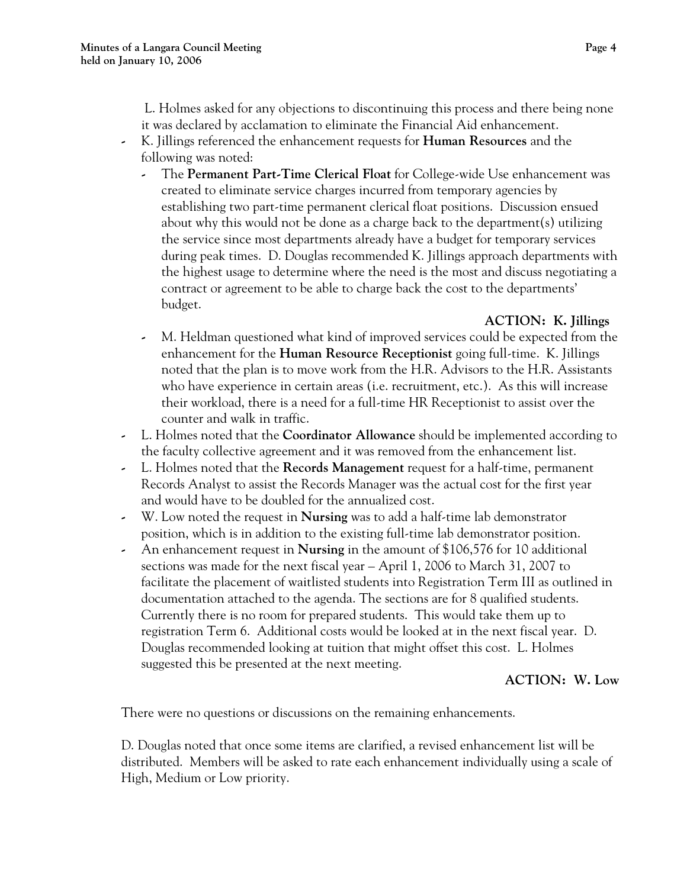L. Holmes asked for any objections to discontinuing this process and there being none it was declared by acclamation to eliminate the Financial Aid enhancement.

- K. Jillings referenced the enhancement requests for **Human Resources** and the following was noted:
  - The **Permanent Part-Time Clerical Float** for College-wide Use enhancement was created to eliminate service charges incurred from temporary agencies by establishing two part-time permanent clerical float positions. Discussion ensued about why this would not be done as a charge back to the department(s) utilizing the service since most departments already have a budget for temporary services during peak times. D. Douglas recommended K. Jillings approach departments with the highest usage to determine where the need is the most and discuss negotiating a contract or agreement to be able to charge back the cost to the departments' budget.

    **ACTION: K. Jillings**

  - M. Heldman questioned what kind of improved services could be expected from the enhancement for the **Human Resource Receptionist** going full-time. K. Jillings noted that the plan is to move work from the H.R. Advisors to the H.R. Assistants who have experience in certain areas (i.e. recruitment, etc.). As this will increase their workload, there is a need for a full-time HR Receptionist to assist over the counter and walk in traffic.
- L. Holmes noted that the **Coordinator Allowance** should be implemented according to the faculty collective agreement and it was removed from the enhancement list.
- L. Holmes noted that the **Records Management** request for a half-time, permanent Records Analyst to assist the Records Manager was the actual cost for the first year and would have to be doubled for the annualized cost.
- W. Low noted the request in **Nursing** was to add a half-time lab demonstrator position, which is in addition to the existing full-time lab demonstrator position.
- An enhancement request in **Nursing** in the amount of $106,576 for 10 additional sections was made for the next fiscal year – April 1, 2006 to March 31, 2007 to facilitate the placement of waitlisted students into Registration Term III as outlined in documentation attached to the agenda. The sections are for 8 qualified students. Currently there is no room for prepared students. This would take them up to registration Term 6. Additional costs would be looked at in the next fiscal year. D. Douglas recommended looking at tuition that might offset this cost. L. Holmes suggested this be presented at the next meeting.

  **ACTION: W. Low**

There were no questions or discussions on the remaining enhancements.

D. Douglas noted that once some items are clarified, a revised enhancement list will be distributed. Members will be asked to rate each enhancement individually using a scale of High, Medium or Low priority.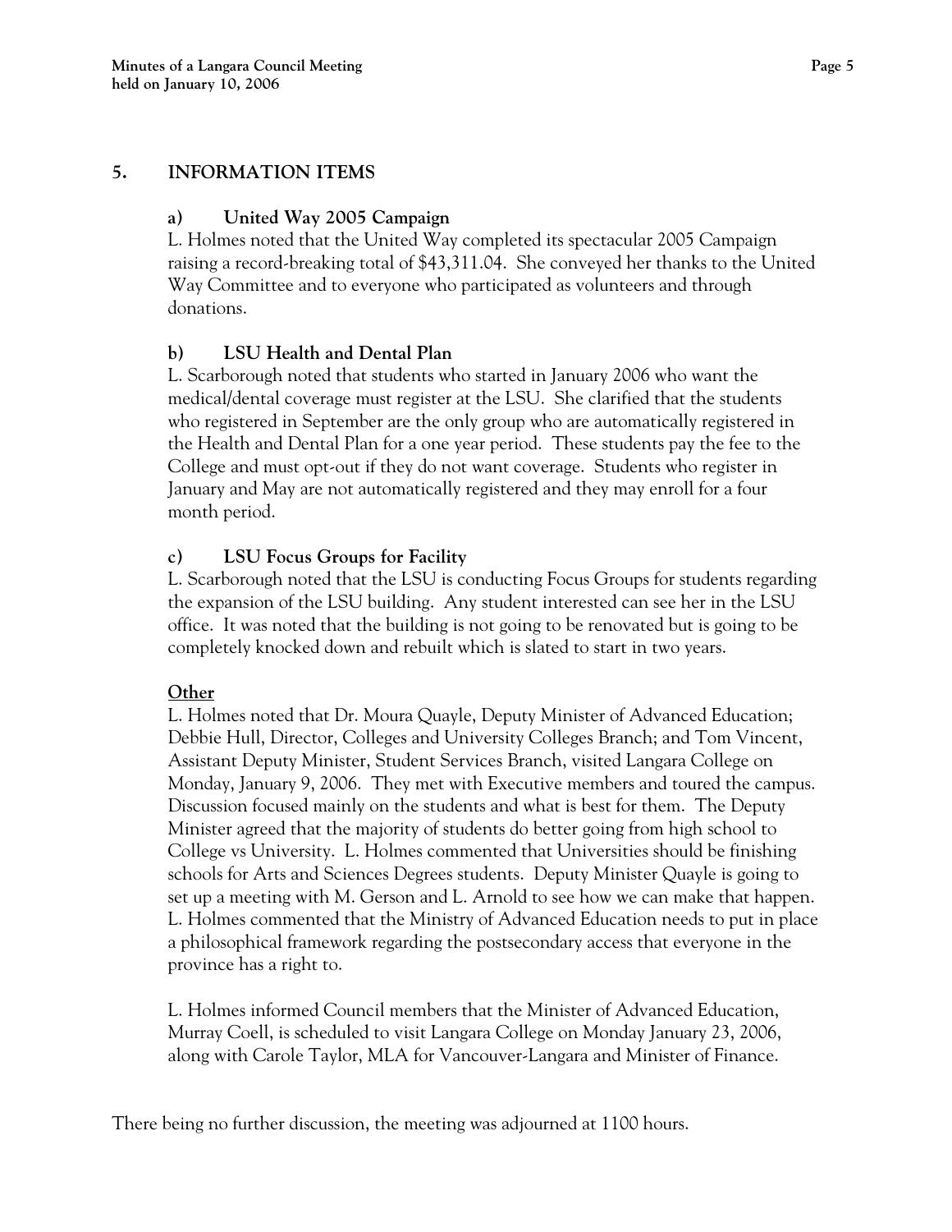## 5. INFORMATION ITEMS

### a) United Way 2005 Campaign

L. Holmes noted that the United Way completed its spectacular 2005 Campaign raising a record-breaking total of $43,311.04. She conveyed her thanks to the United Way Committee and to everyone who participated as volunteers and through donations.

### b) LSU Health and Dental Plan

L. Scarborough noted that students who started in January 2006 who want the medical/dental coverage must register at the LSU. She clarified that the students who registered in September are the only group who are automatically registered in the Health and Dental Plan for a one year period. These students pay the fee to the College and must opt-out if they do not want coverage. Students who register in January and May are not automatically registered and they may enroll for a four month period.

### c) LSU Focus Groups for Facility

L. Scarborough noted that the LSU is conducting Focus Groups for students regarding the expansion of the LSU building. Any student interested can see her in the LSU office. It was noted that the building is not going to be renovated but is going to be completely knocked down and rebuilt which is slated to start in two years.

### Other

L. Holmes noted that Dr. Moura Quayle, Deputy Minister of Advanced Education; Debbie Hull, Director, Colleges and University Colleges Branch; and Tom Vincent, Assistant Deputy Minister, Student Services Branch, visited Langara College on Monday, January 9, 2006. They met with Executive members and toured the campus. Discussion focused mainly on the students and what is best for them. The Deputy Minister agreed that the majority of students do better going from high school to College vs University. L. Holmes commented that Universities should be finishing schools for Arts and Sciences Degrees students. Deputy Minister Quayle is going to set up a meeting with M. Gerson and L. Arnold to see how we can make that happen. L. Holmes commented that the Ministry of Advanced Education needs to put in place a philosophical framework regarding the postsecondary access that everyone in the province has a right to.

L. Holmes informed Council members that the Minister of Advanced Education, Murray Coell, is scheduled to visit Langara College on Monday January 23, 2006, along with Carole Taylor, MLA for Vancouver-Langara and Minister of Finance.

There being no further discussion, the meeting was adjourned at 1100 hours.